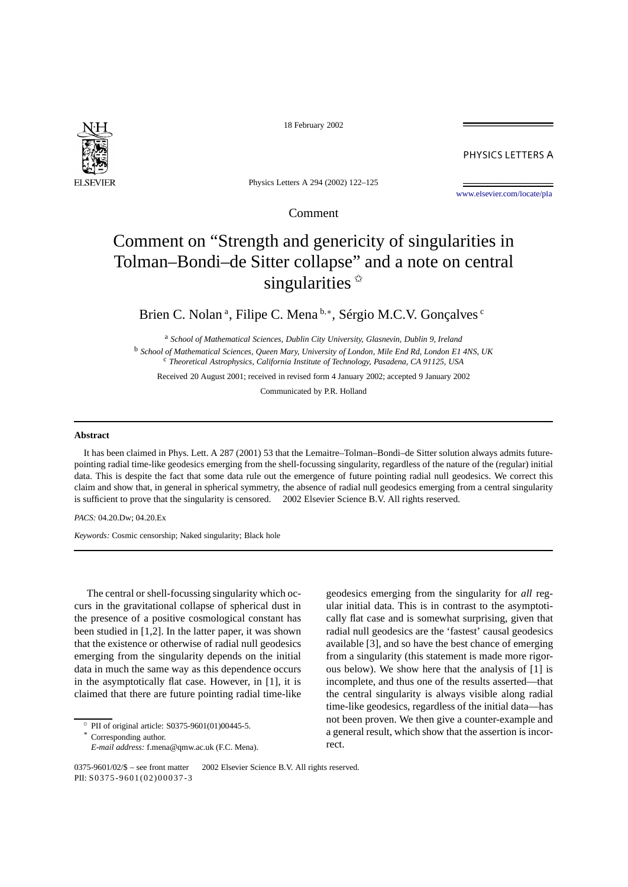Comment

# Comment on "Strength and genericity of singularities in Tolman–Bondi–de Sitter collapse" and a note on central singularities ☆

Brien C. Nolan [a], Filipe C. Mena [b,*], Sérgio M.C.V. Gonçalves [c]

[a] *School of Mathematical Sciences, Dublin City University, Glasnevin, Dublin 9, Ireland*

[b] *School of Mathematical Sciences, Queen Mary, University of London, Mile End Rd, London E1 4NS, UK*

[c] *Theoretical Astrophysics, California Institute of Technology, Pasadena, CA 91125, USA*

Received 20 August 2001; received in revised form 4 January 2002; accepted 9 January 2002

Communicated by P.R. Holland

## Abstract

It has been claimed in Phys. Lett. A 287 (2001) 53 that the Lemaitre–Tolman–Bondi–de Sitter solution always admits future-pointing radial time-like geodesics emerging from the shell-focussing singularity, regardless of the nature of the (regular) initial data. This is despite the fact that some data rule out the emergence of future pointing radial null geodesics. We correct this claim and show that, in general in spherical symmetry, the absence of radial null geodesics emerging from a central singularity is sufficient to prove that the singularity is censored. © 2002 Elsevier Science B.V. All rights reserved.

*PACS:* 04.20.Dw; 04.20.Ex

*Keywords:* Cosmic censorship; Naked singularity; Black hole

The central or shell-focussing singularity which occurs in the gravitational collapse of spherical dust in the presence of a positive cosmological constant has been studied in [1,2]. In the latter paper, it was shown that the existence or otherwise of radial null geodesics emerging from the singularity depends on the initial data in much the same way as this dependence occurs in the asymptotically flat case. However, in [1], it is claimed that there are future pointing radial time-like geodesics emerging from the singularity for *all* regular initial data. This is in contrast to the asymptotically flat case and is somewhat surprising, given that radial null geodesics are the 'fastest' causal geodesics available [3], and so have the best chance of emerging from a singularity (this statement is made more rigorous below). We show here that the analysis of [1] is incomplete, and thus one of the results asserted—that the central singularity is always visible along radial time-like geodesics, regardless of the initial data—has not been proven. We then give a counter-example and a general result, which show that the assertion is incorrect.

☆ PII of original article: S0375-9601(01)00445-5.

\* Corresponding author.
*E-mail address:* f.mena@qmw.ac.uk (F.C. Mena).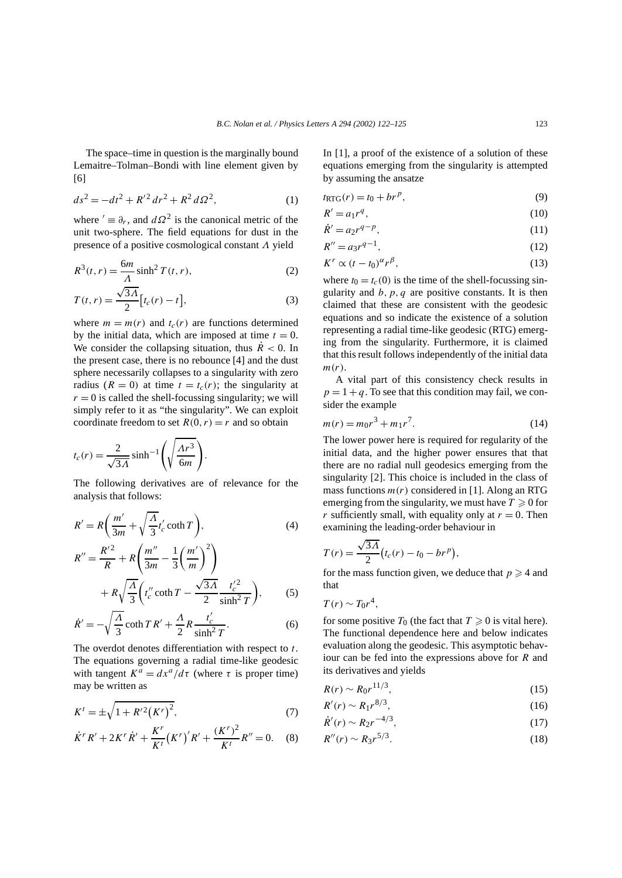The space–time in question is the marginally bound Lemaitre–Tolman–Bondi with line element given by [6]

$$ds^2 = -dt^2 + R'^2\,dr^2 + R^2\,d\Omega^2, \tag{1}$$

where $' \equiv \partial_r$, and $d\Omega^2$ is the canonical metric of the unit two-sphere. The field equations for dust in the presence of a positive cosmological constant $\Lambda$ yield

$$R^3(t,r) = \frac{6m}{\Lambda}\sinh^2 T(t,r), \tag{2}$$

$$T(t,r) = \frac{\sqrt{3\Lambda}}{2}\big[t_c(r) - t\big], \tag{3}$$

where $m = m(r)$ and $t_c(r)$ are functions determined by the initial data, which are imposed at time $t = 0$. We consider the collapsing situation, thus $\dot{R} < 0$. In the present case, there is no rebounce [4] and the dust sphere necessarily collapses to a singularity with zero radius ($R = 0$) at time $t = t_c(r)$; the singularity at $r = 0$ is called the shell-focussing singularity; we will simply refer to it as "the singularity". We can exploit coordinate freedom to set $R(0,r) = r$ and so obtain

$$t_c(r) = \frac{2}{\sqrt{3\Lambda}}\sinh^{-1}\left(\sqrt{\frac{\Lambda r^3}{6m}}\right).$$

The following derivatives are of relevance for the analysis that follows:

$$R' = R\left(\frac{m'}{3m} + \sqrt{\frac{\Lambda}{3}}\,t_c' \coth T\right), \tag{4}$$

$$R'' = \frac{R'^2}{R} + R\left(\frac{m''}{3m} - \frac{1}{3}\left(\frac{m'}{m}\right)^2\right) + R\sqrt{\frac{\Lambda}{3}}\left(t_c'' \coth T - \frac{\sqrt{3\Lambda}}{2}\frac{t_c'^2}{\sinh^2 T}\right), \tag{5}$$

$$\dot{R}' = -\sqrt{\frac{\Lambda}{3}}\coth T\, R' + \frac{\Lambda}{2} R \frac{t_c'}{\sinh^2 T}. \tag{6}$$

The overdot denotes differentiation with respect to $t$. The equations governing a radial time-like geodesic with tangent $K^a = dx^a/d\tau$ (where $\tau$ is proper time) may be written as

$$K^t = \pm\sqrt{1 + R'^2\big(K^r\big)^2}, \tag{7}$$

$$\dot{K}^r R' + 2K^r \dot{R}' + \frac{K^r}{K^t}\big(K^r\big)' R' + \frac{(K^r)^2}{K^t} R'' = 0. \tag{8}$$

In [1], a proof of the existence of a solution of these equations emerging from the singularity is attempted by assuming the ansatze

$$t_{\mathrm{RTG}}(r) = t_0 + b r^p, \tag{9}$$

$$R' = a_1 r^q, \tag{10}$$

$$\dot{R}' = a_2 r^{q-p}, \tag{11}$$

$$R'' = a_3 r^{q-1}, \tag{12}$$

$$K^r \propto (t - t_0)^\alpha r^\beta, \tag{13}$$

where $t_0 = t_c(0)$ is the time of the shell-focussing singularity and $b, p, q$ are positive constants. It is then claimed that these are consistent with the geodesic equations and so indicate the existence of a solution representing a radial time-like geodesic (RTG) emerging from the singularity. Furthermore, it is claimed that this result follows independently of the initial data $m(r)$.

A vital part of this consistency check results in $p = 1 + q$. To see that this condition may fail, we consider the example

$$m(r) = m_0 r^3 + m_1 r^7. \tag{14}$$

The lower power here is required for regularity of the initial data, and the higher power ensures that that there are no radial null geodesics emerging from the singularity [2]. This choice is included in the class of mass functions $m(r)$ considered in [1]. Along an RTG emerging from the singularity, we must have $T \geqslant 0$ for $r$ sufficiently small, with equality only at $r = 0$. Then examining the leading-order behaviour in

$$T(r) = \frac{\sqrt{3\Lambda}}{2}\big(t_c(r) - t_0 - b r^p\big),$$

for the mass function given, we deduce that $p \geqslant 4$ and that

$$T(r) \sim T_0 r^4,$$

for some positive $T_0$ (the fact that $T \geqslant 0$ is vital here). The functional dependence here and below indicates evaluation along the geodesic. This asymptotic behaviour can be fed into the expressions above for $R$ and its derivatives and yields

$$R(r) \sim R_0 r^{11/3}, \tag{15}$$

$$R'(r) \sim R_1 r^{8/3}, \tag{16}$$

$$\dot{R}'(r) \sim R_2 r^{-4/3}, \tag{17}$$

$$R''(r) \sim R_3 r^{5/3}. \tag{18}$$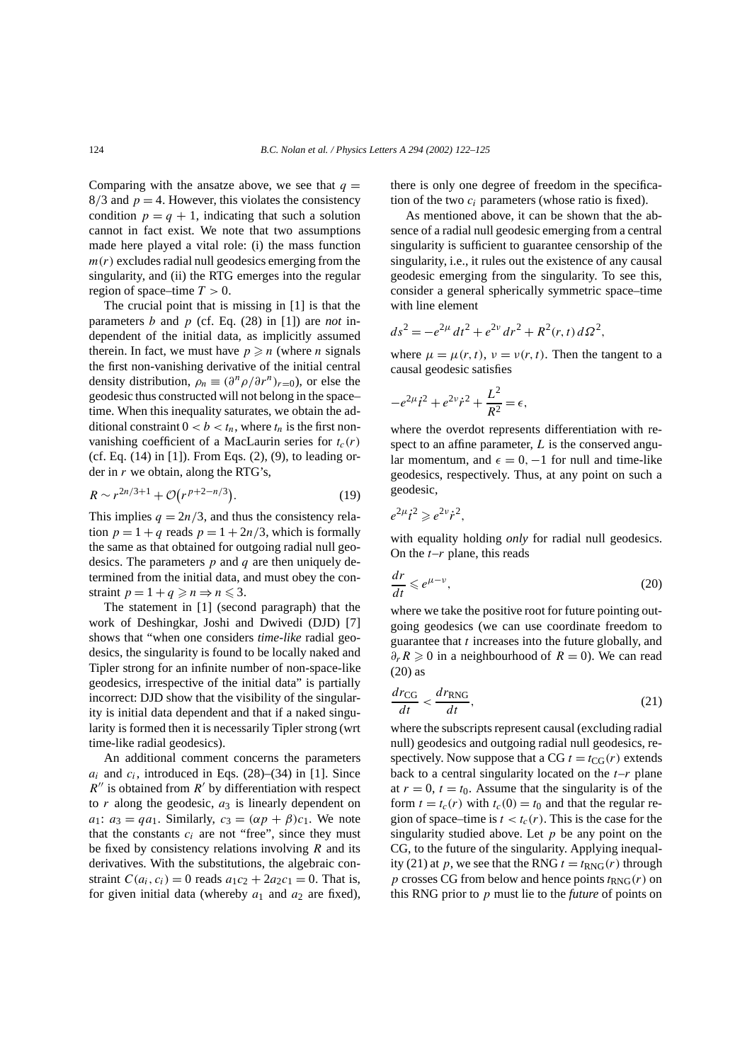Comparing with the ansatze above, we see that $q = 8/3$ and $p = 4$. However, this violates the consistency condition $p = q + 1$, indicating that such a solution cannot in fact exist. We note that two assumptions made here played a vital role: (i) the mass function $m(r)$ excludes radial null geodesics emerging from the singularity, and (ii) the RTG emerges into the regular region of space–time $T > 0$.

The crucial point that is missing in [1] is that the parameters $b$ and $p$ (cf. Eq. (28) in [1]) are *not* independent of the initial data, as implicitly assumed therein. In fact, we must have $p \geqslant n$ (where $n$ signals the first non-vanishing derivative of the initial central density distribution, $\rho_n \equiv (\partial^n \rho / \partial r^n)_{r=0}$), or else the geodesic thus constructed will not belong in the space–time. When this inequality saturates, we obtain the additional constraint $0 < b < t_n$, where $t_n$ is the first non-vanishing coefficient of a MacLaurin series for $t_c(r)$ (cf. Eq. (14) in [1]). From Eqs. (2), (9), to leading order in $r$ we obtain, along the RTG's,

$$R \sim r^{2n/3+1} + \mathcal{O}\big(r^{p+2-n/3}\big). \tag{19}$$

This implies $q = 2n/3$, and thus the consistency relation $p = 1 + q$ reads $p = 1 + 2n/3$, which is formally the same as that obtained for outgoing radial null geodesics. The parameters $p$ and $q$ are then uniquely determined from the initial data, and must obey the constraint $p = 1 + q \geqslant n \Rightarrow n \leqslant 3$.

The statement in [1] (second paragraph) that the work of Deshingkar, Joshi and Dwivedi (DJD) [7] shows that "when one considers *time-like* radial geodesics, the singularity is found to be locally naked and Tipler strong for an infinite number of non-space-like geodesics, irrespective of the initial data" is partially incorrect: DJD show that the visibility of the singularity is initial data dependent and that if a naked singularity is formed then it is necessarily Tipler strong (wrt time-like radial geodesics).

An additional comment concerns the parameters $a_i$ and $c_i$, introduced in Eqs. (28)–(34) in [1]. Since $R''$ is obtained from $R'$ by differentiation with respect to $r$ along the geodesic, $a_3$ is linearly dependent on $a_1$: $a_3 = qa_1$. Similarly, $c_3 = (\alpha p + \beta)c_1$. We note that the constants $c_i$ are not "free", since they must be fixed by consistency relations involving $R$ and its derivatives. With the substitutions, the algebraic constraint $C(a_i, c_i) = 0$ reads $a_1c_2 + 2a_2c_1 = 0$. That is, for given initial data (whereby $a_1$ and $a_2$ are fixed), there is only one degree of freedom in the specification of the two $c_i$ parameters (whose ratio is fixed).

As mentioned above, it can be shown that the absence of a radial null geodesic emerging from a central singularity is sufficient to guarantee censorship of the singularity, i.e., it rules out the existence of any causal geodesic emerging from the singularity. To see this, consider a general spherically symmetric space–time with line element

$$ds^2 = -e^{2\mu}\,dt^2 + e^{2\nu}\,dr^2 + R^2(r,t)\,d\Omega^2,$$

where $\mu = \mu(r,t)$, $\nu = \nu(r,t)$. Then the tangent to a causal geodesic satisfies

$$-e^{2\mu}\dot{t}^2 + e^{2\nu}\dot{r}^2 + \frac{L^2}{R^2} = \epsilon,$$

where the overdot represents differentiation with respect to an affine parameter, $L$ is the conserved angular momentum, and $\epsilon = 0, -1$ for null and time-like geodesics, respectively. Thus, at any point on such a geodesic,

$$e^{2\mu}\dot{t}^2 \geqslant e^{2\nu}\dot{r}^2,$$

with equality holding *only* for radial null geodesics. On the $t$–$r$ plane, this reads

$$\frac{dr}{dt} \leqslant e^{\mu-\nu}, \tag{20}$$

where we take the positive root for future pointing outgoing geodesics (we can use coordinate freedom to guarantee that $t$ increases into the future globally, and $\partial_r R \geqslant 0$ in a neighbourhood of $R = 0$). We can read (20) as

$$\frac{dr_{\rm CG}}{dt} < \frac{dr_{\rm RNG}}{dt}, \tag{21}$$

where the subscripts represent causal (excluding radial null) geodesics and outgoing radial null geodesics, respectively. Now suppose that a CG $t = t_{\rm CG}(r)$ extends back to a central singularity located on the $t$–$r$ plane at $r = 0$, $t = t_0$. Assume that the singularity is of the form $t = t_c(r)$ with $t_c(0) = t_0$ and that the regular region of space–time is $t < t_c(r)$. This is the case for the singularity studied above. Let $p$ be any point on the CG, to the future of the singularity. Applying inequality (21) at $p$, we see that the RNG $t = t_{\rm RNG}(r)$ through $p$ crosses CG from below and hence points $t_{\rm RNG}(r)$ on this RNG prior to $p$ must lie to the *future* of points on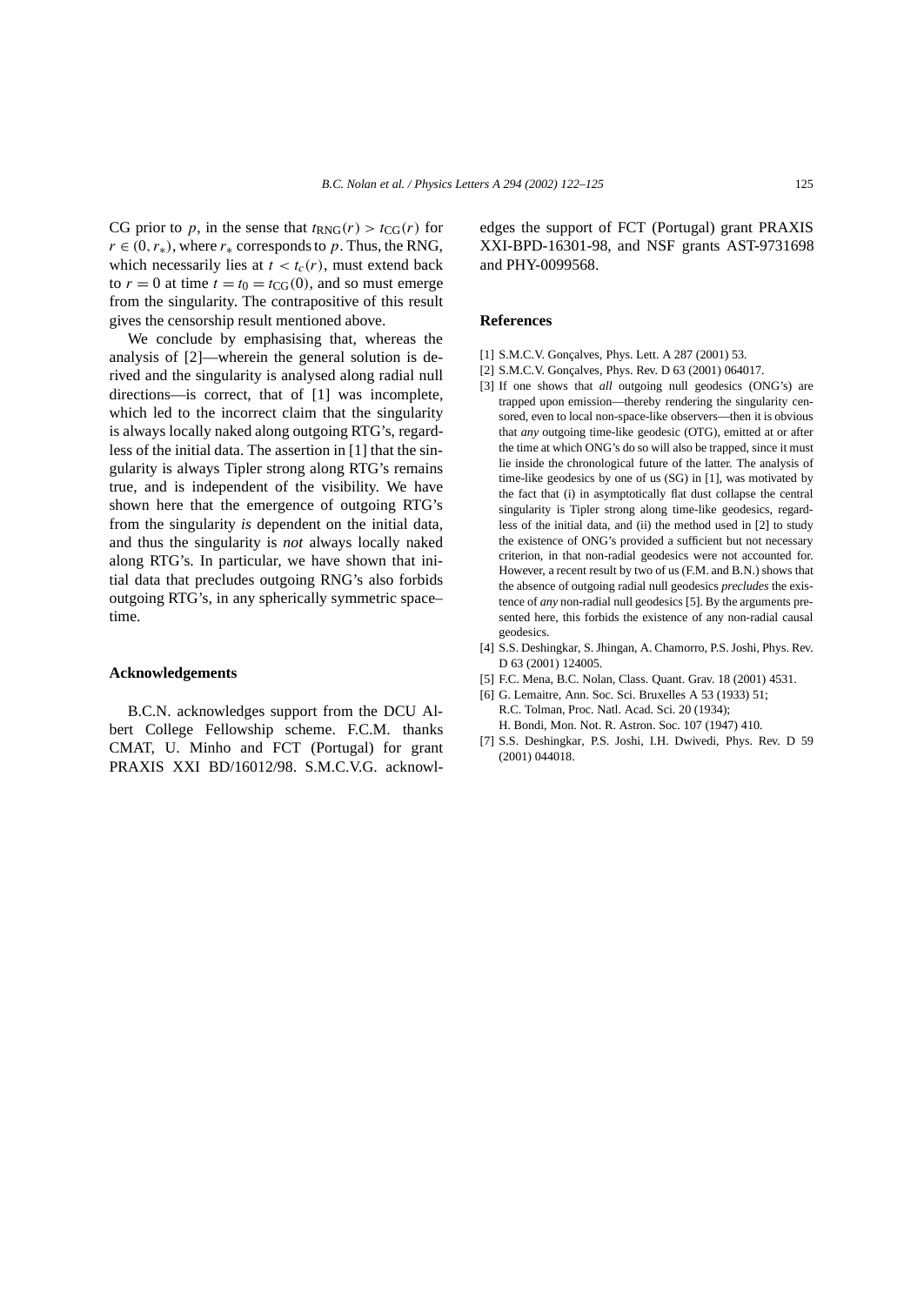CG prior to $p$, in the sense that $t_{\mathrm{RNG}}(r) > t_{\mathrm{CG}}(r)$ for $r \in (0, r_*)$, where $r_*$ corresponds to $p$. Thus, the RNG, which necessarily lies at $t < t_c(r)$, must extend back to $r = 0$ at time $t = t_0 = t_{\mathrm{CG}}(0)$, and so must emerge from the singularity. The contrapositive of this result gives the censorship result mentioned above.

We conclude by emphasising that, whereas the analysis of [2]—wherein the general solution is derived and the singularity is analysed along radial null directions—is correct, that of [1] was incomplete, which led to the incorrect claim that the singularity is always locally naked along outgoing RTG's, regardless of the initial data. The assertion in [1] that the singularity is always Tipler strong along RTG's remains true, and is independent of the visibility. We have shown here that the emergence of outgoing RTG's from the singularity *is* dependent on the initial data, and thus the singularity is *not* always locally naked along RTG's. In particular, we have shown that initial data that precludes outgoing RNG's also forbids outgoing RTG's, in any spherically symmetric space–time.

## Acknowledgements

B.C.N. acknowledges support from the DCU Albert College Fellowship scheme. F.C.M. thanks CMAT, U. Minho and FCT (Portugal) for grant PRAXIS XXI BD/16012/98. S.M.C.V.G. acknowledges the support of FCT (Portugal) grant PRAXIS XXI-BPD-16301-98, and NSF grants AST-9731698 and PHY-0099568.

## References

[1] S.M.C.V. Gonçalves, Phys. Lett. A 287 (2001) 53.

[2] S.M.C.V. Gonçalves, Phys. Rev. D 63 (2001) 064017.

[3] If one shows that *all* outgoing null geodesics (ONG's) are trapped upon emission—thereby rendering the singularity censored, even to local non-space-like observers—then it is obvious that *any* outgoing time-like geodesic (OTG), emitted at or after the time at which ONG's do so will also be trapped, since it must lie inside the chronological future of the latter. The analysis of time-like geodesics by one of us (SG) in [1], was motivated by the fact that (i) in asymptotically flat dust collapse the central singularity is Tipler strong along time-like geodesics, regardless of the initial data, and (ii) the method used in [2] to study the existence of ONG's provided a sufficient but not necessary criterion, in that non-radial geodesics were not accounted for. However, a recent result by two of us (F.M. and B.N.) shows that the absence of outgoing radial null geodesics *precludes* the existence of *any* non-radial null geodesics [5]. By the arguments presented here, this forbids the existence of any non-radial causal geodesics.

[4] S.S. Deshingkar, S. Jhingan, A. Chamorro, P.S. Joshi, Phys. Rev. D 63 (2001) 124005.

[5] F.C. Mena, B.C. Nolan, Class. Quant. Grav. 18 (2001) 4531.

[6] G. Lemaitre, Ann. Soc. Sci. Bruxelles A 53 (1933) 51;
R.C. Tolman, Proc. Natl. Acad. Sci. 20 (1934);
H. Bondi, Mon. Not. R. Astron. Soc. 107 (1947) 410.

[7] S.S. Deshingkar, P.S. Joshi, I.H. Dwivedi, Phys. Rev. D 59 (2001) 044018.